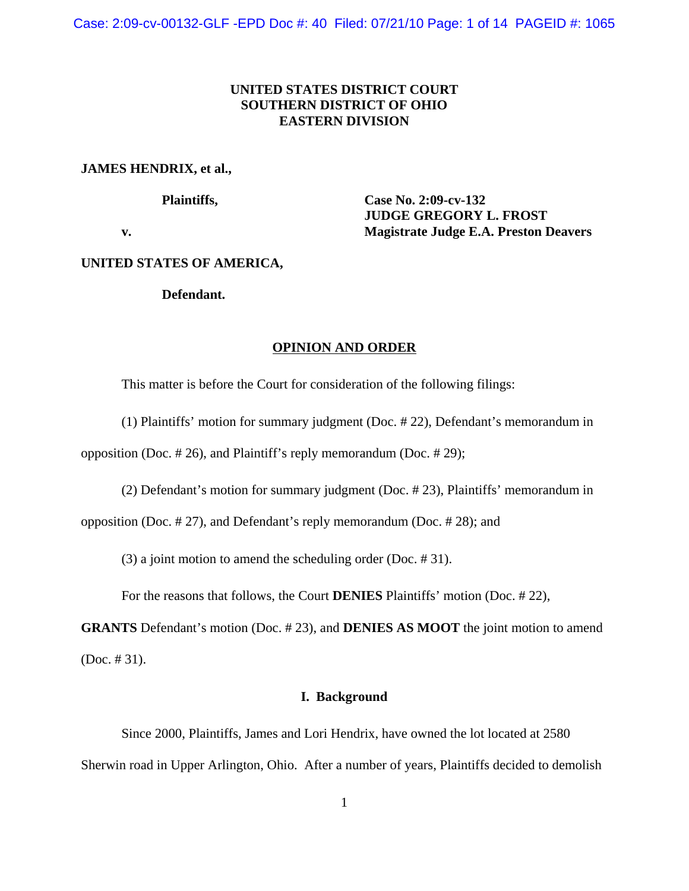**UNITED STATES DISTRICT COURT**
**SOUTHERN DISTRICT OF OHIO**
**EASTERN DIVISION**

**JAMES HENDRIX, et al.,**

**Plaintiffs,**

**v.**

**Case No. 2:09-cv-132**
**JUDGE GREGORY L. FROST**
**Magistrate Judge E.A. Preston Deavers**

**UNITED STATES OF AMERICA,**

**Defendant.**

## OPINION AND ORDER

This matter is before the Court for consideration of the following filings:

(1) Plaintiffs' motion for summary judgment (Doc. # 22), Defendant's memorandum in opposition (Doc. # 26), and Plaintiff's reply memorandum (Doc. # 29);

(2) Defendant's motion for summary judgment (Doc. # 23), Plaintiffs' memorandum in opposition (Doc. # 27), and Defendant's reply memorandum (Doc. # 28); and

(3) a joint motion to amend the scheduling order (Doc. # 31).

For the reasons that follows, the Court **DENIES** Plaintiffs' motion (Doc. # 22), **GRANTS** Defendant's motion (Doc. # 23), and **DENIES AS MOOT** the joint motion to amend (Doc. # 31).

### I. Background

Since 2000, Plaintiffs, James and Lori Hendrix, have owned the lot located at 2580 Sherwin road in Upper Arlington, Ohio. After a number of years, Plaintiffs decided to demolish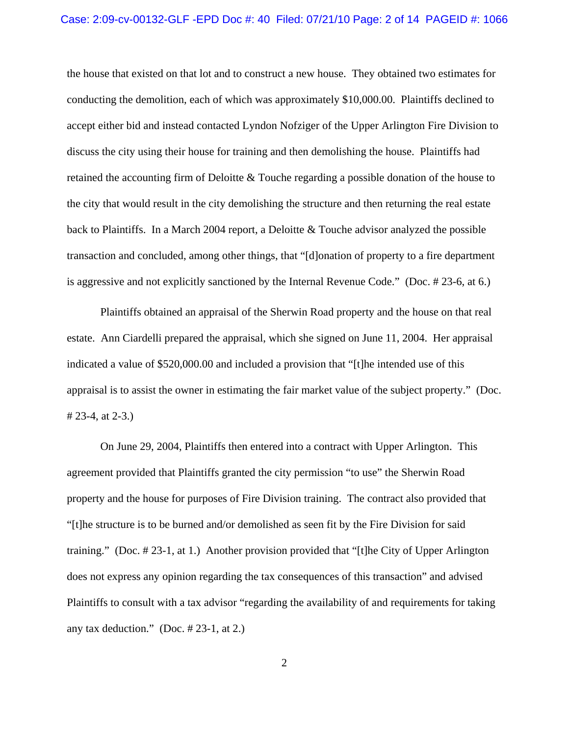the house that existed on that lot and to construct a new house. They obtained two estimates for conducting the demolition, each of which was approximately $10,000.00. Plaintiffs declined to accept either bid and instead contacted Lyndon Nofziger of the Upper Arlington Fire Division to discuss the city using their house for training and then demolishing the house. Plaintiffs had retained the accounting firm of Deloitte & Touche regarding a possible donation of the house to the city that would result in the city demolishing the structure and then returning the real estate back to Plaintiffs. In a March 2004 report, a Deloitte & Touche advisor analyzed the possible transaction and concluded, among other things, that "[d]onation of property to a fire department is aggressive and not explicitly sanctioned by the Internal Revenue Code." (Doc. # 23-6, at 6.)

Plaintiffs obtained an appraisal of the Sherwin Road property and the house on that real estate. Ann Ciardelli prepared the appraisal, which she signed on June 11, 2004. Her appraisal indicated a value of $520,000.00 and included a provision that "[t]he intended use of this appraisal is to assist the owner in estimating the fair market value of the subject property." (Doc. # 23-4, at 2-3.)

On June 29, 2004, Plaintiffs then entered into a contract with Upper Arlington. This agreement provided that Plaintiffs granted the city permission "to use" the Sherwin Road property and the house for purposes of Fire Division training. The contract also provided that "[t]he structure is to be burned and/or demolished as seen fit by the Fire Division for said training." (Doc. # 23-1, at 1.) Another provision provided that "[t]he City of Upper Arlington does not express any opinion regarding the tax consequences of this transaction" and advised Plaintiffs to consult with a tax advisor "regarding the availability of and requirements for taking any tax deduction." (Doc. # 23-1, at 2.)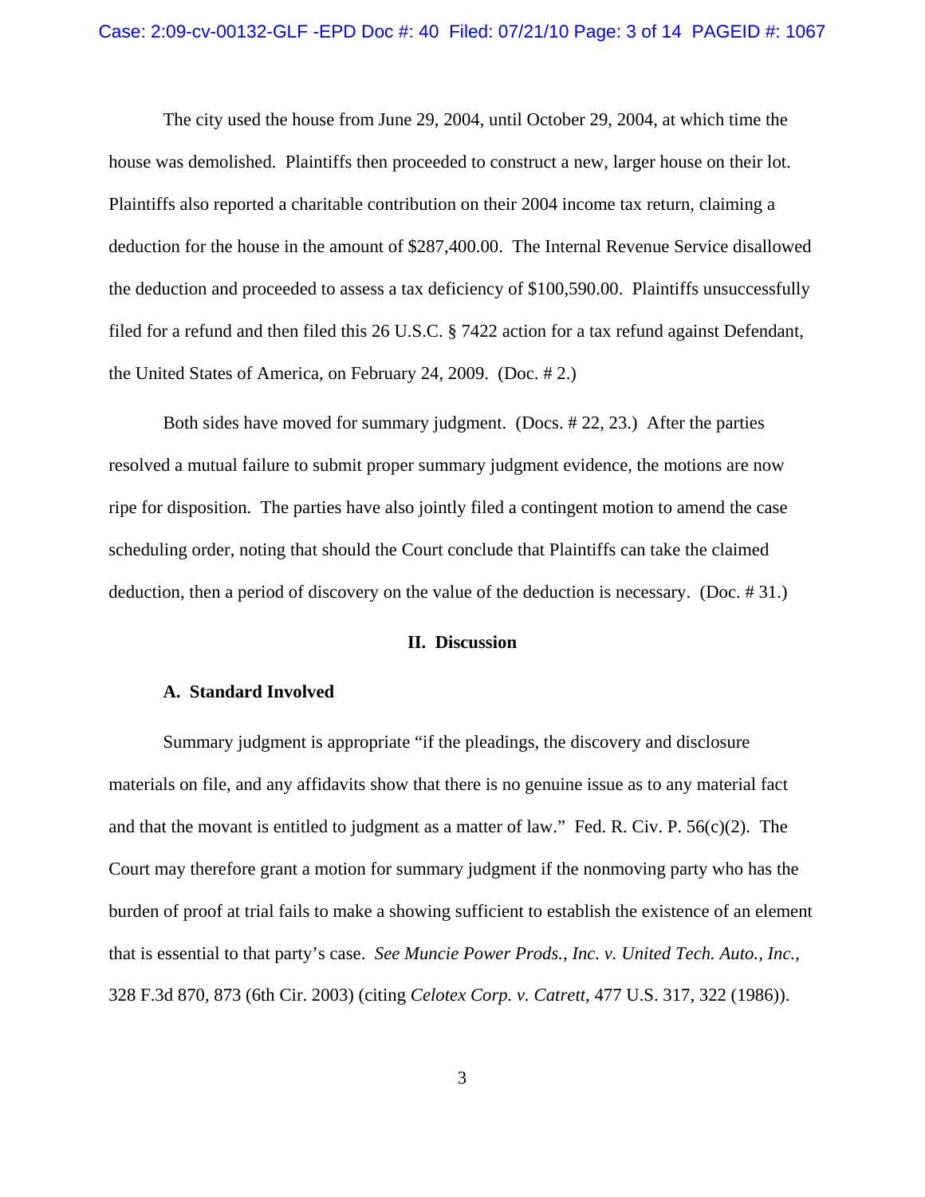The city used the house from June 29, 2004, until October 29, 2004, at which time the house was demolished. Plaintiffs then proceeded to construct a new, larger house on their lot. Plaintiffs also reported a charitable contribution on their 2004 income tax return, claiming a deduction for the house in the amount of $287,400.00. The Internal Revenue Service disallowed the deduction and proceeded to assess a tax deficiency of $100,590.00. Plaintiffs unsuccessfully filed for a refund and then filed this 26 U.S.C. § 7422 action for a tax refund against Defendant, the United States of America, on February 24, 2009. (Doc. # 2.)

Both sides have moved for summary judgment. (Docs. # 22, 23.) After the parties resolved a mutual failure to submit proper summary judgment evidence, the motions are now ripe for disposition. The parties have also jointly filed a contingent motion to amend the case scheduling order, noting that should the Court conclude that Plaintiffs can take the claimed deduction, then a period of discovery on the value of the deduction is necessary. (Doc. # 31.)

## II. Discussion

### A. Standard Involved

Summary judgment is appropriate "if the pleadings, the discovery and disclosure materials on file, and any affidavits show that there is no genuine issue as to any material fact and that the movant is entitled to judgment as a matter of law." Fed. R. Civ. P. 56(c)(2). The Court may therefore grant a motion for summary judgment if the nonmoving party who has the burden of proof at trial fails to make a showing sufficient to establish the existence of an element that is essential to that party's case. *See Muncie Power Prods., Inc. v. United Tech. Auto., Inc.*, 328 F.3d 870, 873 (6th Cir. 2003) (citing *Celotex Corp. v. Catrett*, 477 U.S. 317, 322 (1986)).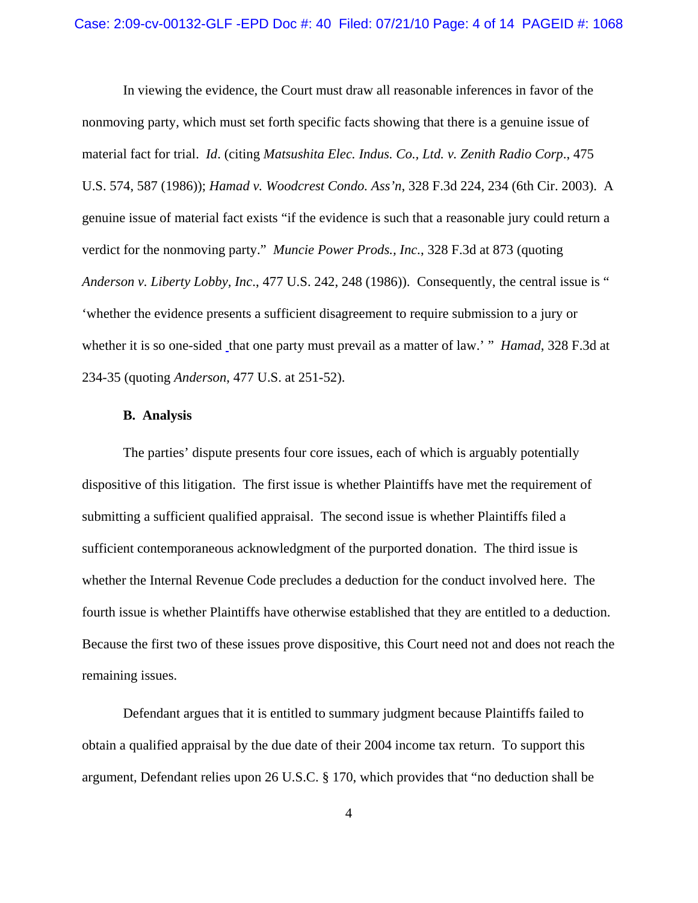In viewing the evidence, the Court must draw all reasonable inferences in favor of the nonmoving party, which must set forth specific facts showing that there is a genuine issue of material fact for trial. *Id*. (citing *Matsushita Elec. Indus. Co., Ltd. v. Zenith Radio Corp*., 475 U.S. 574, 587 (1986)); *Hamad v. Woodcrest Condo. Ass'n*, 328 F.3d 224, 234 (6th Cir. 2003). A genuine issue of material fact exists "if the evidence is such that a reasonable jury could return a verdict for the nonmoving party." *Muncie Power Prods., Inc.*, 328 F.3d at 873 (quoting *Anderson v. Liberty Lobby, Inc*., 477 U.S. 242, 248 (1986)). Consequently, the central issue is " 'whether the evidence presents a sufficient disagreement to require submission to a jury or whether it is so one-sided that one party must prevail as a matter of law.' " *Hamad*, 328 F.3d at 234-35 (quoting *Anderson*, 477 U.S. at 251-52).

**B. Analysis**

The parties' dispute presents four core issues, each of which is arguably potentially dispositive of this litigation. The first issue is whether Plaintiffs have met the requirement of submitting a sufficient qualified appraisal. The second issue is whether Plaintiffs filed a sufficient contemporaneous acknowledgment of the purported donation. The third issue is whether the Internal Revenue Code precludes a deduction for the conduct involved here. The fourth issue is whether Plaintiffs have otherwise established that they are entitled to a deduction. Because the first two of these issues prove dispositive, this Court need not and does not reach the remaining issues.

Defendant argues that it is entitled to summary judgment because Plaintiffs failed to obtain a qualified appraisal by the due date of their 2004 income tax return. To support this argument, Defendant relies upon 26 U.S.C. § 170, which provides that "no deduction shall be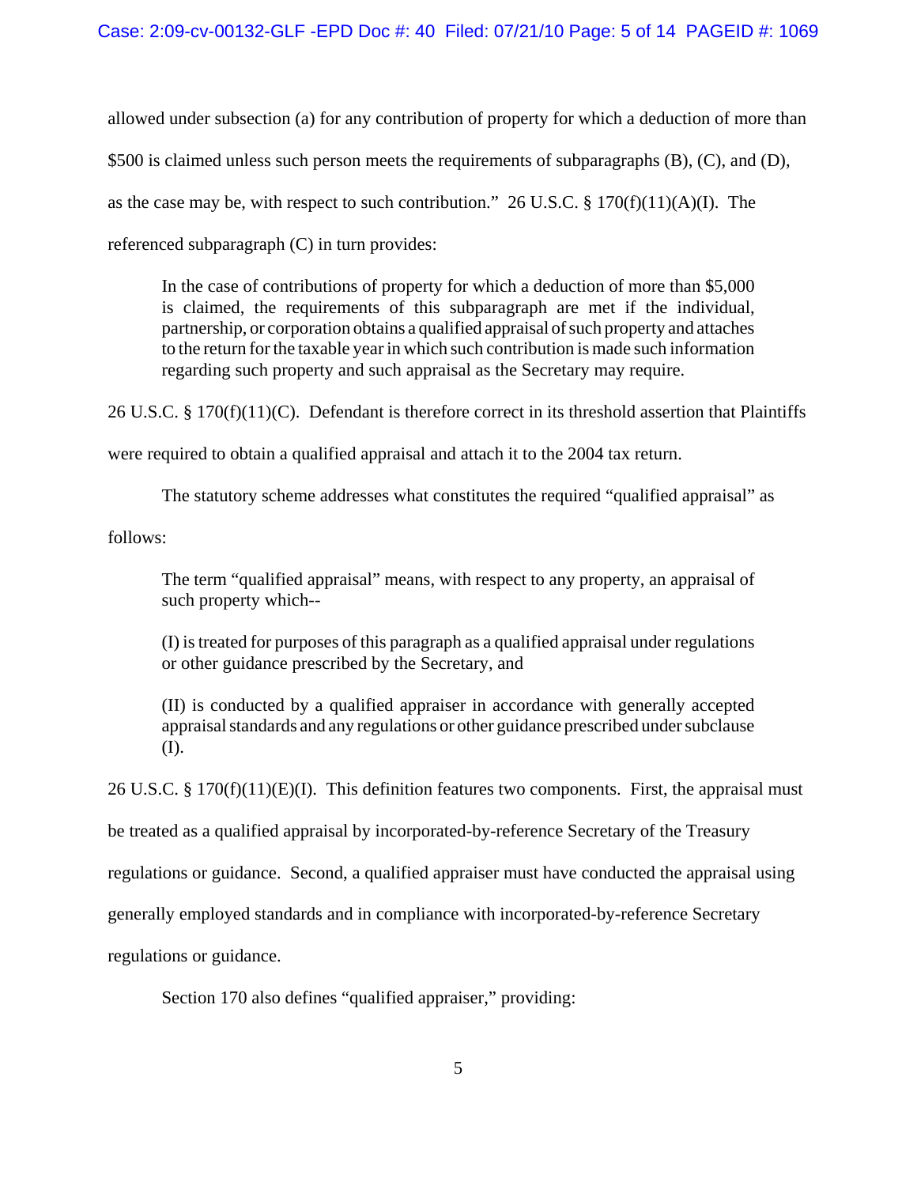allowed under subsection (a) for any contribution of property for which a deduction of more than $500 is claimed unless such person meets the requirements of subparagraphs (B), (C), and (D), as the case may be, with respect to such contribution." 26 U.S.C. § 170(f)(11)(A)(I). The referenced subparagraph (C) in turn provides:

> In the case of contributions of property for which a deduction of more than $5,000 is claimed, the requirements of this subparagraph are met if the individual, partnership, or corporation obtains a qualified appraisal of such property and attaches to the return for the taxable year in which such contribution is made such information regarding such property and such appraisal as the Secretary may require.

26 U.S.C. § 170(f)(11)(C). Defendant is therefore correct in its threshold assertion that Plaintiffs were required to obtain a qualified appraisal and attach it to the 2004 tax return.

The statutory scheme addresses what constitutes the required "qualified appraisal" as follows:

> The term "qualified appraisal" means, with respect to any property, an appraisal of such property which--
>
> (I) is treated for purposes of this paragraph as a qualified appraisal under regulations or other guidance prescribed by the Secretary, and
>
> (II) is conducted by a qualified appraiser in accordance with generally accepted appraisal standards and any regulations or other guidance prescribed under subclause (I).

26 U.S.C. § 170(f)(11)(E)(I). This definition features two components. First, the appraisal must be treated as a qualified appraisal by incorporated-by-reference Secretary of the Treasury regulations or guidance. Second, a qualified appraiser must have conducted the appraisal using generally employed standards and in compliance with incorporated-by-reference Secretary regulations or guidance.

Section 170 also defines "qualified appraiser," providing: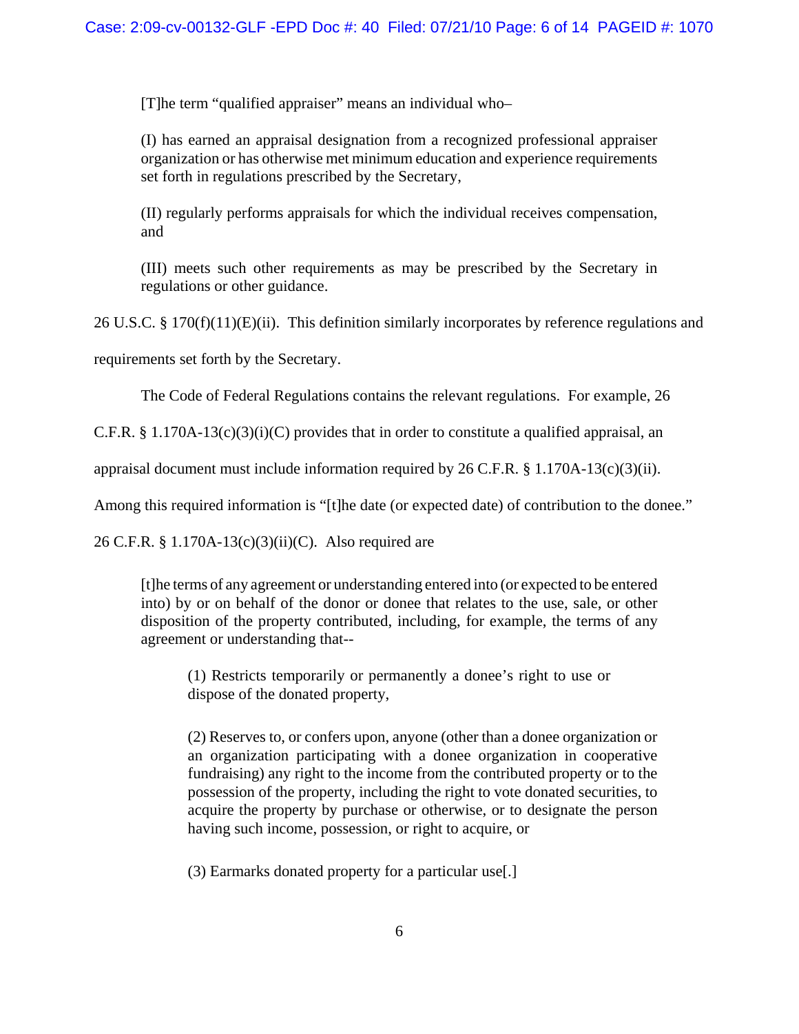> [T]he term "qualified appraiser" means an individual who–
>
> (I) has earned an appraisal designation from a recognized professional appraiser organization or has otherwise met minimum education and experience requirements set forth in regulations prescribed by the Secretary,
>
> (II) regularly performs appraisals for which the individual receives compensation, and
>
> (III) meets such other requirements as may be prescribed by the Secretary in regulations or other guidance.

26 U.S.C. § 170(f)(11)(E)(ii). This definition similarly incorporates by reference regulations and requirements set forth by the Secretary.

The Code of Federal Regulations contains the relevant regulations. For example, 26 C.F.R. § 1.170A-13(c)(3)(i)(C) provides that in order to constitute a qualified appraisal, an appraisal document must include information required by 26 C.F.R. § 1.170A-13(c)(3)(ii). Among this required information is "[t]he date (or expected date) of contribution to the donee." 26 C.F.R. § 1.170A-13(c)(3)(ii)(C). Also required are

> [t]he terms of any agreement or understanding entered into (or expected to be entered into) by or on behalf of the donor or donee that relates to the use, sale, or other disposition of the property contributed, including, for example, the terms of any agreement or understanding that--
>
> > (1) Restricts temporarily or permanently a donee's right to use or dispose of the donated property,
> >
> > (2) Reserves to, or confers upon, anyone (other than a donee organization or an organization participating with a donee organization in cooperative fundraising) any right to the income from the contributed property or to the possession of the property, including the right to vote donated securities, to acquire the property by purchase or otherwise, or to designate the person having such income, possession, or right to acquire, or
> >
> > (3) Earmarks donated property for a particular use[.]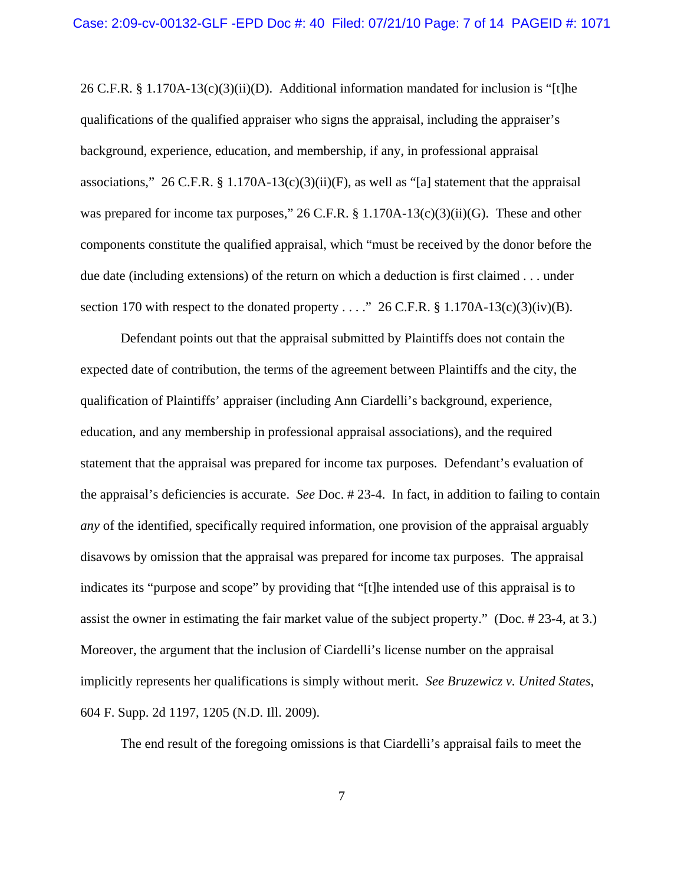26 C.F.R. § 1.170A-13(c)(3)(ii)(D). Additional information mandated for inclusion is "[t]he qualifications of the qualified appraiser who signs the appraisal, including the appraiser's background, experience, education, and membership, if any, in professional appraisal associations," 26 C.F.R. § 1.170A-13(c)(3)(ii)(F), as well as "[a] statement that the appraisal was prepared for income tax purposes," 26 C.F.R. § 1.170A-13(c)(3)(ii)(G). These and other components constitute the qualified appraisal, which "must be received by the donor before the due date (including extensions) of the return on which a deduction is first claimed . . . under section 170 with respect to the donated property . . . ." 26 C.F.R. § 1.170A-13(c)(3)(iv)(B).

Defendant points out that the appraisal submitted by Plaintiffs does not contain the expected date of contribution, the terms of the agreement between Plaintiffs and the city, the qualification of Plaintiffs' appraiser (including Ann Ciardelli's background, experience, education, and any membership in professional appraisal associations), and the required statement that the appraisal was prepared for income tax purposes. Defendant's evaluation of the appraisal's deficiencies is accurate. *See* Doc. # 23-4. In fact, in addition to failing to contain *any* of the identified, specifically required information, one provision of the appraisal arguably disavows by omission that the appraisal was prepared for income tax purposes. The appraisal indicates its "purpose and scope" by providing that "[t]he intended use of this appraisal is to assist the owner in estimating the fair market value of the subject property." (Doc. # 23-4, at 3.) Moreover, the argument that the inclusion of Ciardelli's license number on the appraisal implicitly represents her qualifications is simply without merit. *See Bruzewicz v. United States*, 604 F. Supp. 2d 1197, 1205 (N.D. Ill. 2009).

The end result of the foregoing omissions is that Ciardelli's appraisal fails to meet the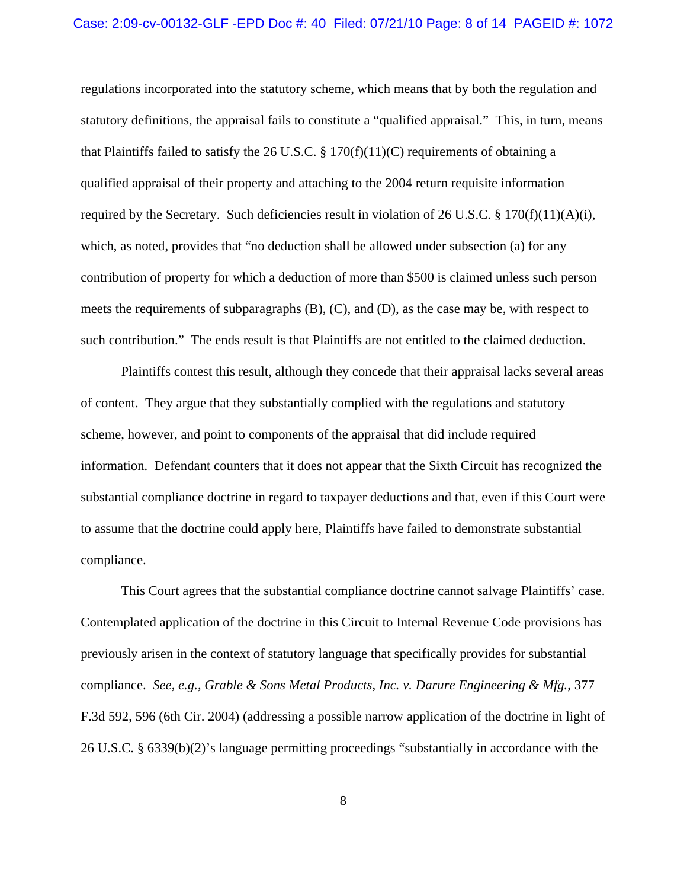regulations incorporated into the statutory scheme, which means that by both the regulation and statutory definitions, the appraisal fails to constitute a "qualified appraisal." This, in turn, means that Plaintiffs failed to satisfy the 26 U.S.C. § 170(f)(11)(C) requirements of obtaining a qualified appraisal of their property and attaching to the 2004 return requisite information required by the Secretary. Such deficiencies result in violation of 26 U.S.C. § 170(f)(11)(A)(i), which, as noted, provides that "no deduction shall be allowed under subsection (a) for any contribution of property for which a deduction of more than $500 is claimed unless such person meets the requirements of subparagraphs (B), (C), and (D), as the case may be, with respect to such contribution." The ends result is that Plaintiffs are not entitled to the claimed deduction.

Plaintiffs contest this result, although they concede that their appraisal lacks several areas of content. They argue that they substantially complied with the regulations and statutory scheme, however, and point to components of the appraisal that did include required information. Defendant counters that it does not appear that the Sixth Circuit has recognized the substantial compliance doctrine in regard to taxpayer deductions and that, even if this Court were to assume that the doctrine could apply here, Plaintiffs have failed to demonstrate substantial compliance.

This Court agrees that the substantial compliance doctrine cannot salvage Plaintiffs' case. Contemplated application of the doctrine in this Circuit to Internal Revenue Code provisions has previously arisen in the context of statutory language that specifically provides for substantial compliance. *See, e.g.*, *Grable & Sons Metal Products, Inc. v. Darure Engineering & Mfg.*, 377 F.3d 592, 596 (6th Cir. 2004) (addressing a possible narrow application of the doctrine in light of 26 U.S.C. § 6339(b)(2)'s language permitting proceedings "substantially in accordance with the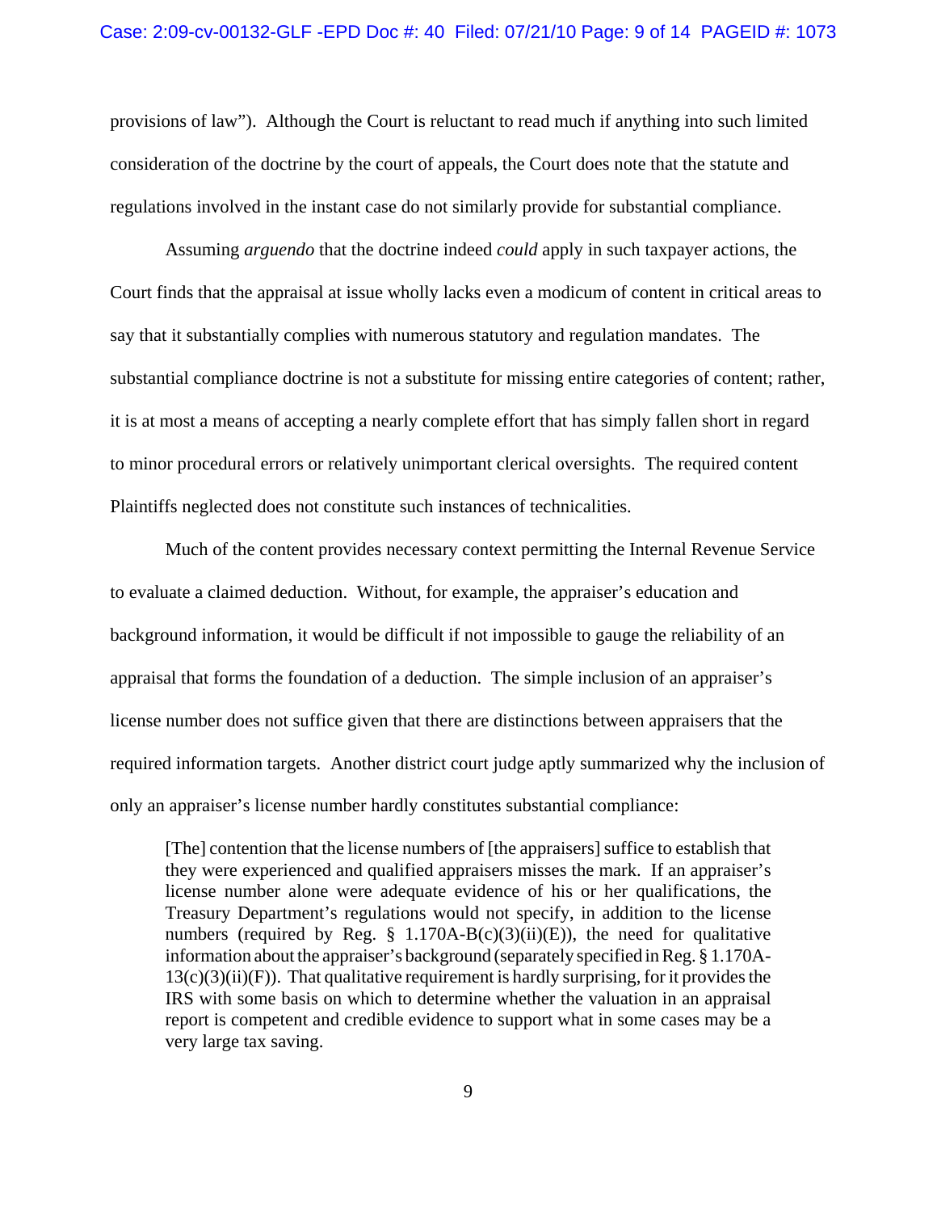provisions of law"). Although the Court is reluctant to read much if anything into such limited consideration of the doctrine by the court of appeals, the Court does note that the statute and regulations involved in the instant case do not similarly provide for substantial compliance.

Assuming *arguendo* that the doctrine indeed *could* apply in such taxpayer actions, the Court finds that the appraisal at issue wholly lacks even a modicum of content in critical areas to say that it substantially complies with numerous statutory and regulation mandates. The substantial compliance doctrine is not a substitute for missing entire categories of content; rather, it is at most a means of accepting a nearly complete effort that has simply fallen short in regard to minor procedural errors or relatively unimportant clerical oversights. The required content Plaintiffs neglected does not constitute such instances of technicalities.

Much of the content provides necessary context permitting the Internal Revenue Service to evaluate a claimed deduction. Without, for example, the appraiser's education and background information, it would be difficult if not impossible to gauge the reliability of an appraisal that forms the foundation of a deduction. The simple inclusion of an appraiser's license number does not suffice given that there are distinctions between appraisers that the required information targets. Another district court judge aptly summarized why the inclusion of only an appraiser's license number hardly constitutes substantial compliance:

> [The] contention that the license numbers of [the appraisers] suffice to establish that they were experienced and qualified appraisers misses the mark. If an appraiser's license number alone were adequate evidence of his or her qualifications, the Treasury Department's regulations would not specify, in addition to the license numbers (required by Reg. § 1.170A-B(c)(3)(ii)(E)), the need for qualitative information about the appraiser's background (separately specified in Reg. § 1.170A-13(c)(3)(ii)(F)). That qualitative requirement is hardly surprising, for it provides the IRS with some basis on which to determine whether the valuation in an appraisal report is competent and credible evidence to support what in some cases may be a very large tax saving.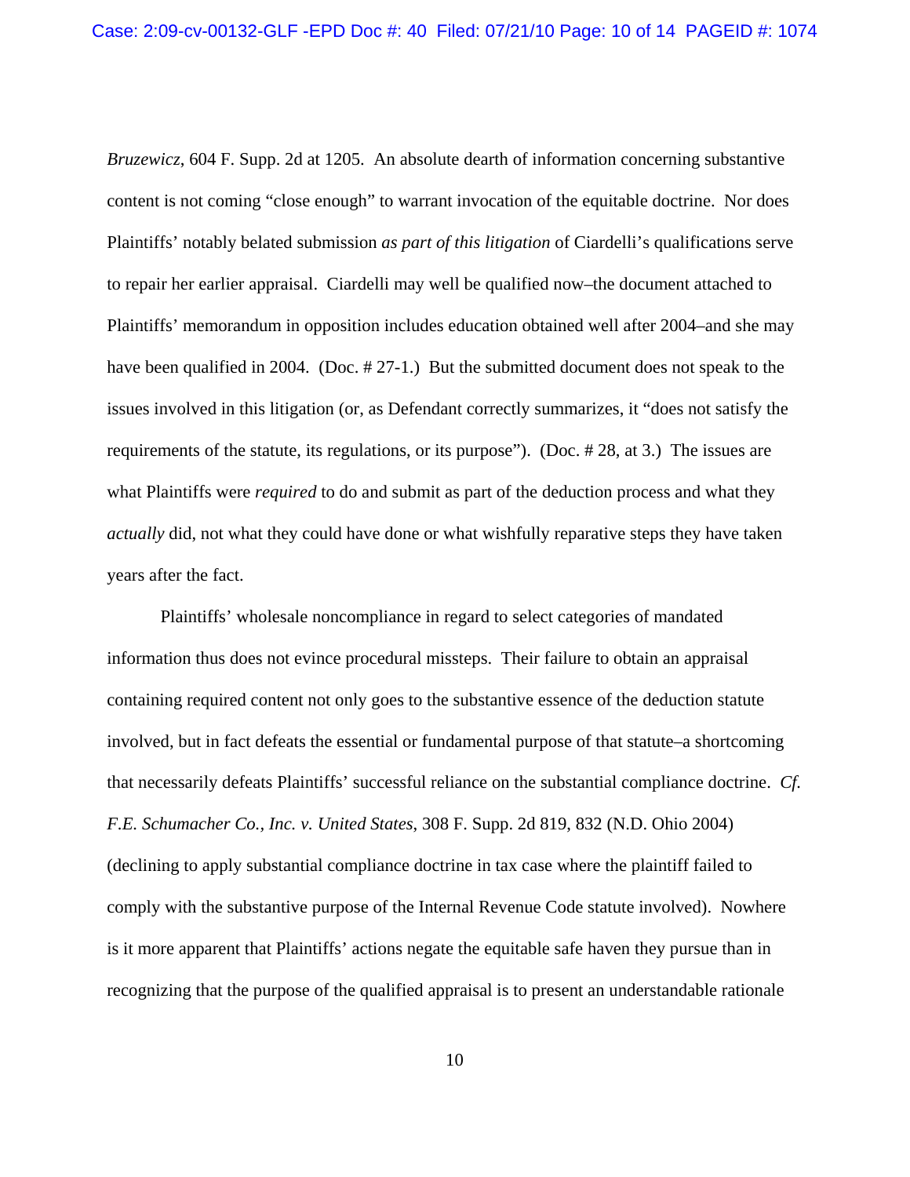*Bruzewicz*, 604 F. Supp. 2d at 1205. An absolute dearth of information concerning substantive content is not coming "close enough" to warrant invocation of the equitable doctrine. Nor does Plaintiffs' notably belated submission *as part of this litigation* of Ciardelli's qualifications serve to repair her earlier appraisal. Ciardelli may well be qualified now–the document attached to Plaintiffs' memorandum in opposition includes education obtained well after 2004–and she may have been qualified in 2004. (Doc. # 27-1.) But the submitted document does not speak to the issues involved in this litigation (or, as Defendant correctly summarizes, it "does not satisfy the requirements of the statute, its regulations, or its purpose"). (Doc. # 28, at 3.) The issues are what Plaintiffs were *required* to do and submit as part of the deduction process and what they *actually* did, not what they could have done or what wishfully reparative steps they have taken years after the fact.

Plaintiffs' wholesale noncompliance in regard to select categories of mandated information thus does not evince procedural missteps. Their failure to obtain an appraisal containing required content not only goes to the substantive essence of the deduction statute involved, but in fact defeats the essential or fundamental purpose of that statute–a shortcoming that necessarily defeats Plaintiffs' successful reliance on the substantial compliance doctrine. *Cf. F.E. Schumacher Co., Inc. v. United States*, 308 F. Supp. 2d 819, 832 (N.D. Ohio 2004) (declining to apply substantial compliance doctrine in tax case where the plaintiff failed to comply with the substantive purpose of the Internal Revenue Code statute involved). Nowhere is it more apparent that Plaintiffs' actions negate the equitable safe haven they pursue than in recognizing that the purpose of the qualified appraisal is to present an understandable rationale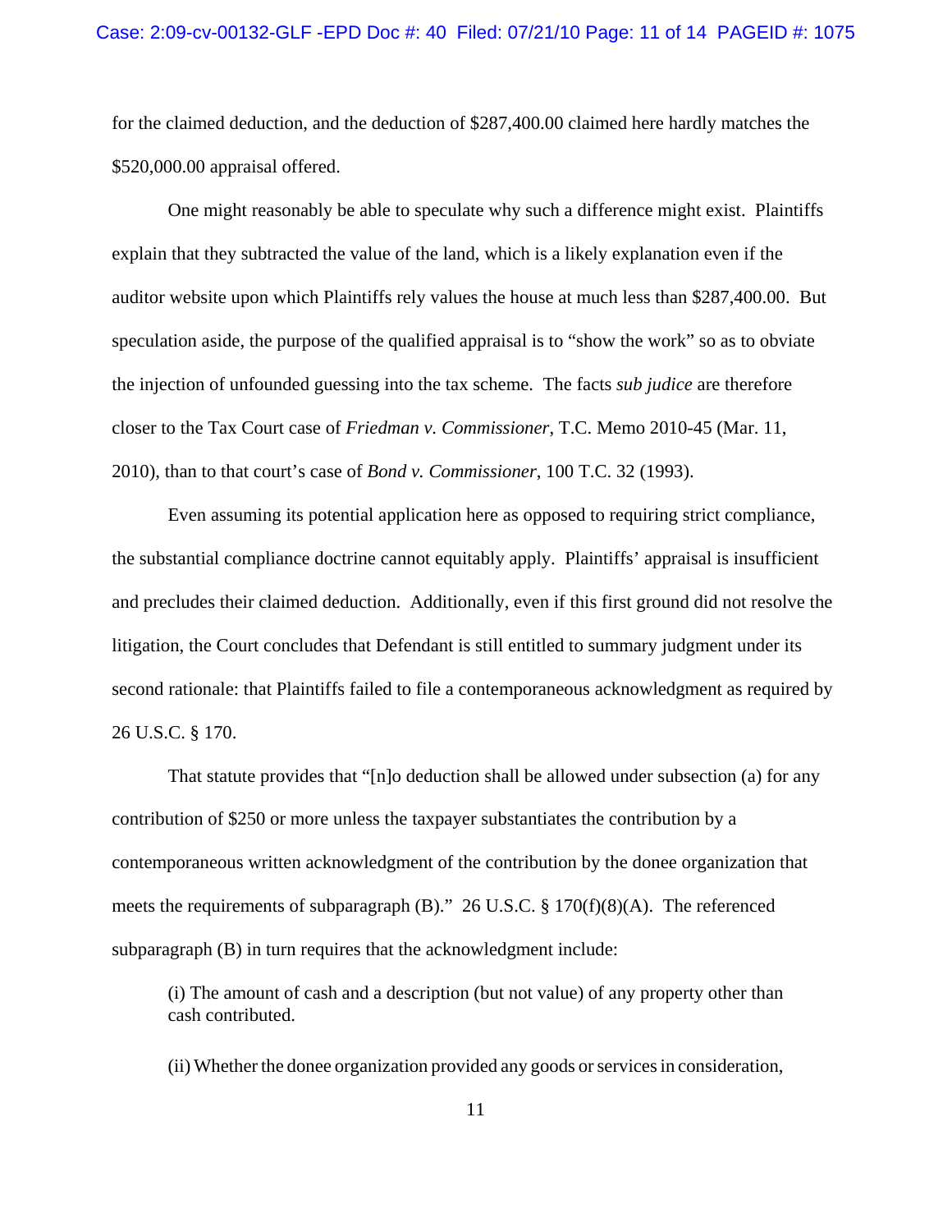for the claimed deduction, and the deduction of $287,400.00 claimed here hardly matches the $520,000.00 appraisal offered.

One might reasonably be able to speculate why such a difference might exist. Plaintiffs explain that they subtracted the value of the land, which is a likely explanation even if the auditor website upon which Plaintiffs rely values the house at much less than $287,400.00. But speculation aside, the purpose of the qualified appraisal is to "show the work" so as to obviate the injection of unfounded guessing into the tax scheme. The facts *sub judice* are therefore closer to the Tax Court case of *Friedman v. Commissioner*, T.C. Memo 2010-45 (Mar. 11, 2010), than to that court's case of *Bond v. Commissioner*, 100 T.C. 32 (1993).

Even assuming its potential application here as opposed to requiring strict compliance, the substantial compliance doctrine cannot equitably apply. Plaintiffs' appraisal is insufficient and precludes their claimed deduction. Additionally, even if this first ground did not resolve the litigation, the Court concludes that Defendant is still entitled to summary judgment under its second rationale: that Plaintiffs failed to file a contemporaneous acknowledgment as required by 26 U.S.C. § 170.

That statute provides that "[n]o deduction shall be allowed under subsection (a) for any contribution of $250 or more unless the taxpayer substantiates the contribution by a contemporaneous written acknowledgment of the contribution by the donee organization that meets the requirements of subparagraph (B)." 26 U.S.C. § 170(f)(8)(A). The referenced subparagraph (B) in turn requires that the acknowledgment include:

> (i) The amount of cash and a description (but not value) of any property other than cash contributed.
>
> (ii) Whether the donee organization provided any goods or services in consideration,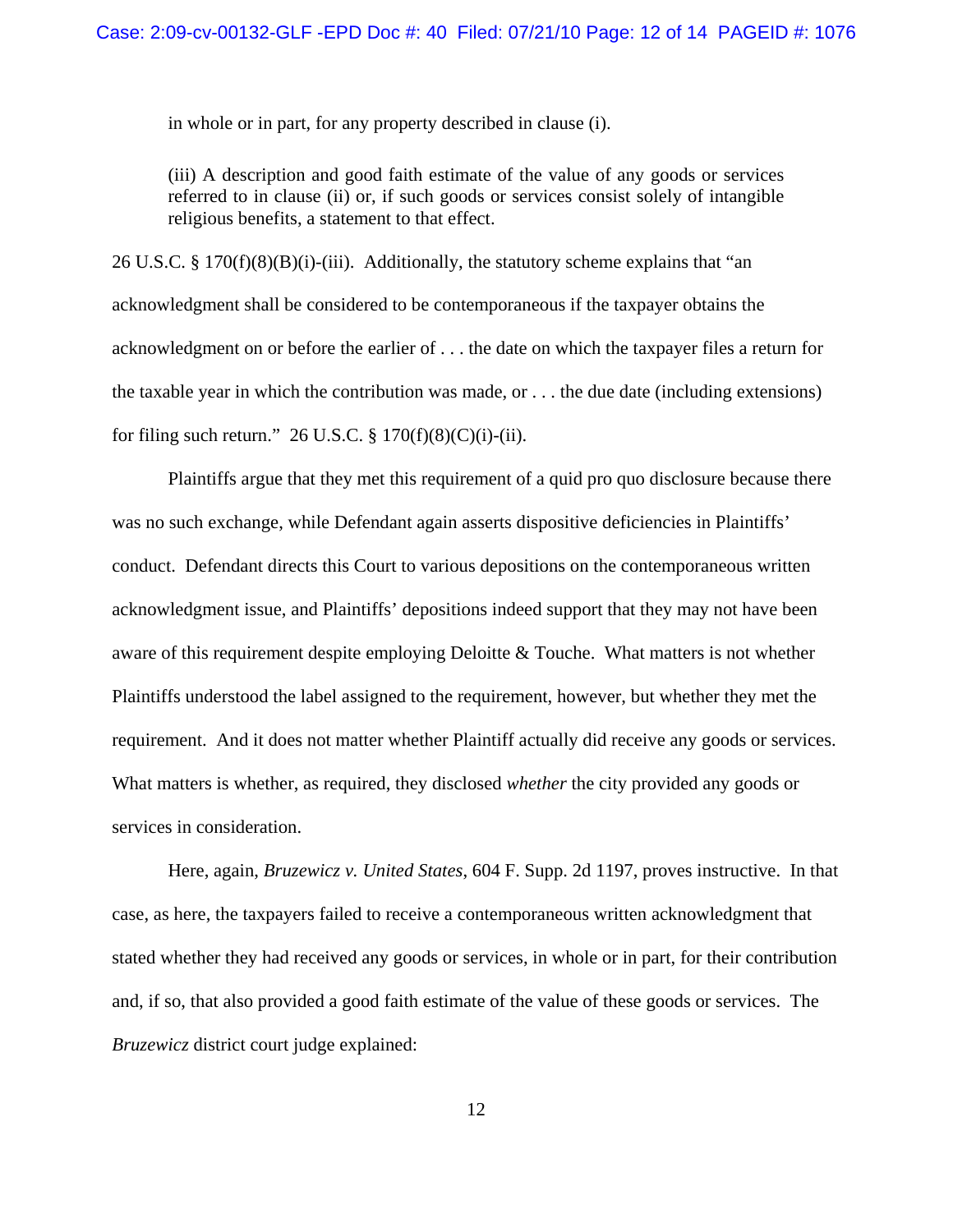in whole or in part, for any property described in clause (i).

> (iii) A description and good faith estimate of the value of any goods or services referred to in clause (ii) or, if such goods or services consist solely of intangible religious benefits, a statement to that effect.

26 U.S.C. § 170(f)(8)(B)(i)-(iii). Additionally, the statutory scheme explains that "an acknowledgment shall be considered to be contemporaneous if the taxpayer obtains the acknowledgment on or before the earlier of . . . the date on which the taxpayer files a return for the taxable year in which the contribution was made, or . . . the due date (including extensions) for filing such return." 26 U.S.C. § 170(f)(8)(C)(i)-(ii).

Plaintiffs argue that they met this requirement of a quid pro quo disclosure because there was no such exchange, while Defendant again asserts dispositive deficiencies in Plaintiffs' conduct. Defendant directs this Court to various depositions on the contemporaneous written acknowledgment issue, and Plaintiffs' depositions indeed support that they may not have been aware of this requirement despite employing Deloitte & Touche. What matters is not whether Plaintiffs understood the label assigned to the requirement, however, but whether they met the requirement. And it does not matter whether Plaintiff actually did receive any goods or services. What matters is whether, as required, they disclosed *whether* the city provided any goods or services in consideration.

Here, again, *Bruzewicz v. United States*, 604 F. Supp. 2d 1197, proves instructive. In that case, as here, the taxpayers failed to receive a contemporaneous written acknowledgment that stated whether they had received any goods or services, in whole or in part, for their contribution and, if so, that also provided a good faith estimate of the value of these goods or services. The *Bruzewicz* district court judge explained: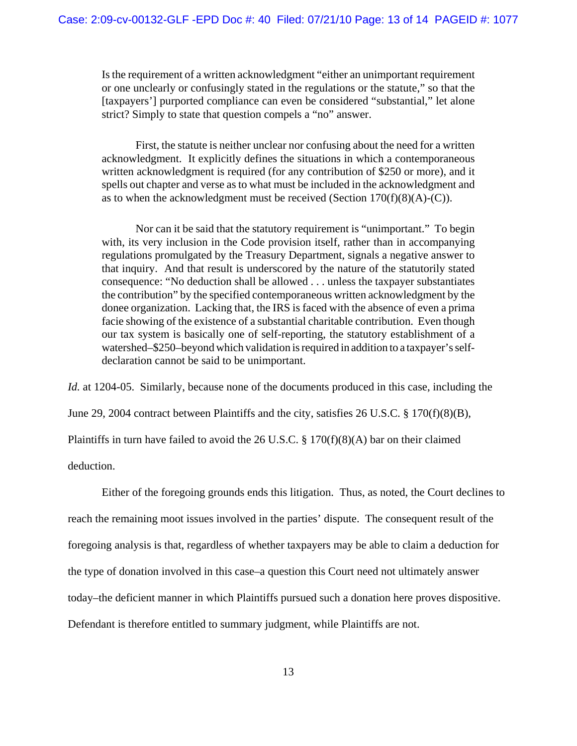> Is the requirement of a written acknowledgment "either an unimportant requirement or one unclearly or confusingly stated in the regulations or the statute," so that the [taxpayers'] purported compliance can even be considered "substantial," let alone strict? Simply to state that question compels a "no" answer.
>
> First, the statute is neither unclear nor confusing about the need for a written acknowledgment. It explicitly defines the situations in which a contemporaneous written acknowledgment is required (for any contribution of $250 or more), and it spells out chapter and verse as to what must be included in the acknowledgment and as to when the acknowledgment must be received (Section 170(f)(8)(A)-(C)).
>
> Nor can it be said that the statutory requirement is "unimportant." To begin with, its very inclusion in the Code provision itself, rather than in accompanying regulations promulgated by the Treasury Department, signals a negative answer to that inquiry. And that result is underscored by the nature of the statutorily stated consequence: "No deduction shall be allowed . . . unless the taxpayer substantiates the contribution" by the specified contemporaneous written acknowledgment by the donee organization. Lacking that, the IRS is faced with the absence of even a prima facie showing of the existence of a substantial charitable contribution. Even though our tax system is basically one of self-reporting, the statutory establishment of a watershed–$250–beyond which validation is required in addition to a taxpayer's self-declaration cannot be said to be unimportant.

*Id.* at 1204-05. Similarly, because none of the documents produced in this case, including the June 29, 2004 contract between Plaintiffs and the city, satisfies 26 U.S.C. § 170(f)(8)(B), Plaintiffs in turn have failed to avoid the 26 U.S.C. § 170(f)(8)(A) bar on their claimed deduction.

Either of the foregoing grounds ends this litigation. Thus, as noted, the Court declines to reach the remaining moot issues involved in the parties' dispute. The consequent result of the foregoing analysis is that, regardless of whether taxpayers may be able to claim a deduction for the type of donation involved in this case–a question this Court need not ultimately answer today–the deficient manner in which Plaintiffs pursued such a donation here proves dispositive. Defendant is therefore entitled to summary judgment, while Plaintiffs are not.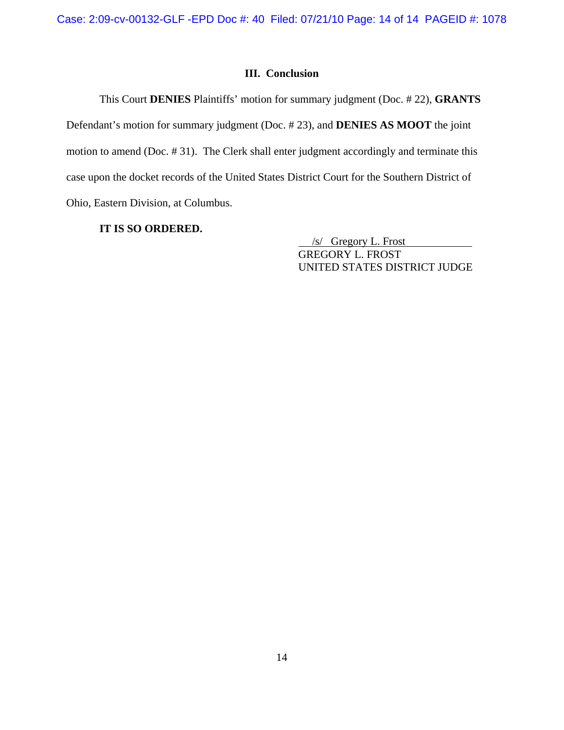## III. Conclusion

This Court **DENIES** Plaintiffs' motion for summary judgment (Doc. # 22), **GRANTS** Defendant's motion for summary judgment (Doc. # 23), and **DENIES AS MOOT** the joint motion to amend (Doc. # 31). The Clerk shall enter judgment accordingly and terminate this case upon the docket records of the United States District Court for the Southern District of Ohio, Eastern Division, at Columbus.

**IT IS SO ORDERED.**

/s/ Gregory L. Frost
GREGORY L. FROST
UNITED STATES DISTRICT JUDGE